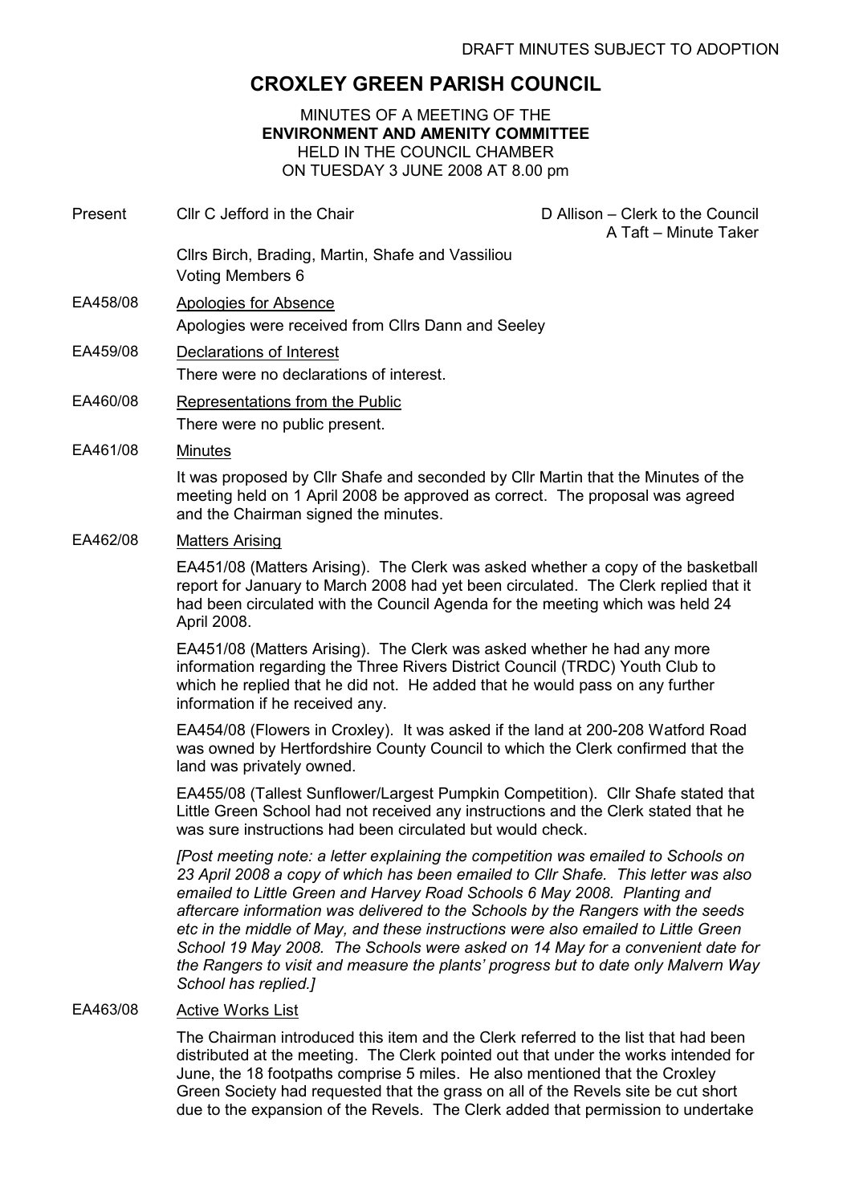DRAFT MINUTES SUBJECT TO ADOPTION

# CROXLEY GREEN PARISH COUNCIL

MINUTES OF A MEETING OF THE
**ENVIRONMENT AND AMENITY COMMITTEE**
HELD IN THE COUNCIL CHAMBER
ON TUESDAY 3 JUNE 2008 AT 8.00 pm

Present: Cllr C Jefford in the Chair — D Allison – Clerk to the Council, A Taft – Minute Taker

Cllrs Birch, Brading, Martin, Shafe and Vassiliou
Voting Members 6

**EA458/08** Apologies for Absence

Apologies were received from Cllrs Dann and Seeley

**EA459/08** Declarations of Interest

There were no declarations of interest.

**EA460/08** Representations from the Public

There were no public present.

**EA461/08** Minutes

It was proposed by Cllr Shafe and seconded by Cllr Martin that the Minutes of the meeting held on 1 April 2008 be approved as correct. The proposal was agreed and the Chairman signed the minutes.

**EA462/08** Matters Arising

EA451/08 (Matters Arising). The Clerk was asked whether a copy of the basketball report for January to March 2008 had yet been circulated. The Clerk replied that it had been circulated with the Council Agenda for the meeting which was held 24 April 2008.

EA451/08 (Matters Arising). The Clerk was asked whether he had any more information regarding the Three Rivers District Council (TRDC) Youth Club to which he replied that he did not. He added that he would pass on any further information if he received any.

EA454/08 (Flowers in Croxley). It was asked if the land at 200-208 Watford Road was owned by Hertfordshire County Council to which the Clerk confirmed that the land was privately owned.

EA455/08 (Tallest Sunflower/Largest Pumpkin Competition). Cllr Shafe stated that Little Green School had not received any instructions and the Clerk stated that he was sure instructions had been circulated but would check.

*[Post meeting note: a letter explaining the competition was emailed to Schools on 23 April 2008 a copy of which has been emailed to Cllr Shafe. This letter was also emailed to Little Green and Harvey Road Schools 6 May 2008. Planting and aftercare information was delivered to the Schools by the Rangers with the seeds etc in the middle of May, and these instructions were also emailed to Little Green School 19 May 2008. The Schools were asked on 14 May for a convenient date for the Rangers to visit and measure the plants' progress but to date only Malvern Way School has replied.]*

**EA463/08** Active Works List

The Chairman introduced this item and the Clerk referred to the list that had been distributed at the meeting. The Clerk pointed out that under the works intended for June, the 18 footpaths comprise 5 miles. He also mentioned that the Croxley Green Society had requested that the grass on all of the Revels site be cut short due to the expansion of the Revels. The Clerk added that permission to undertake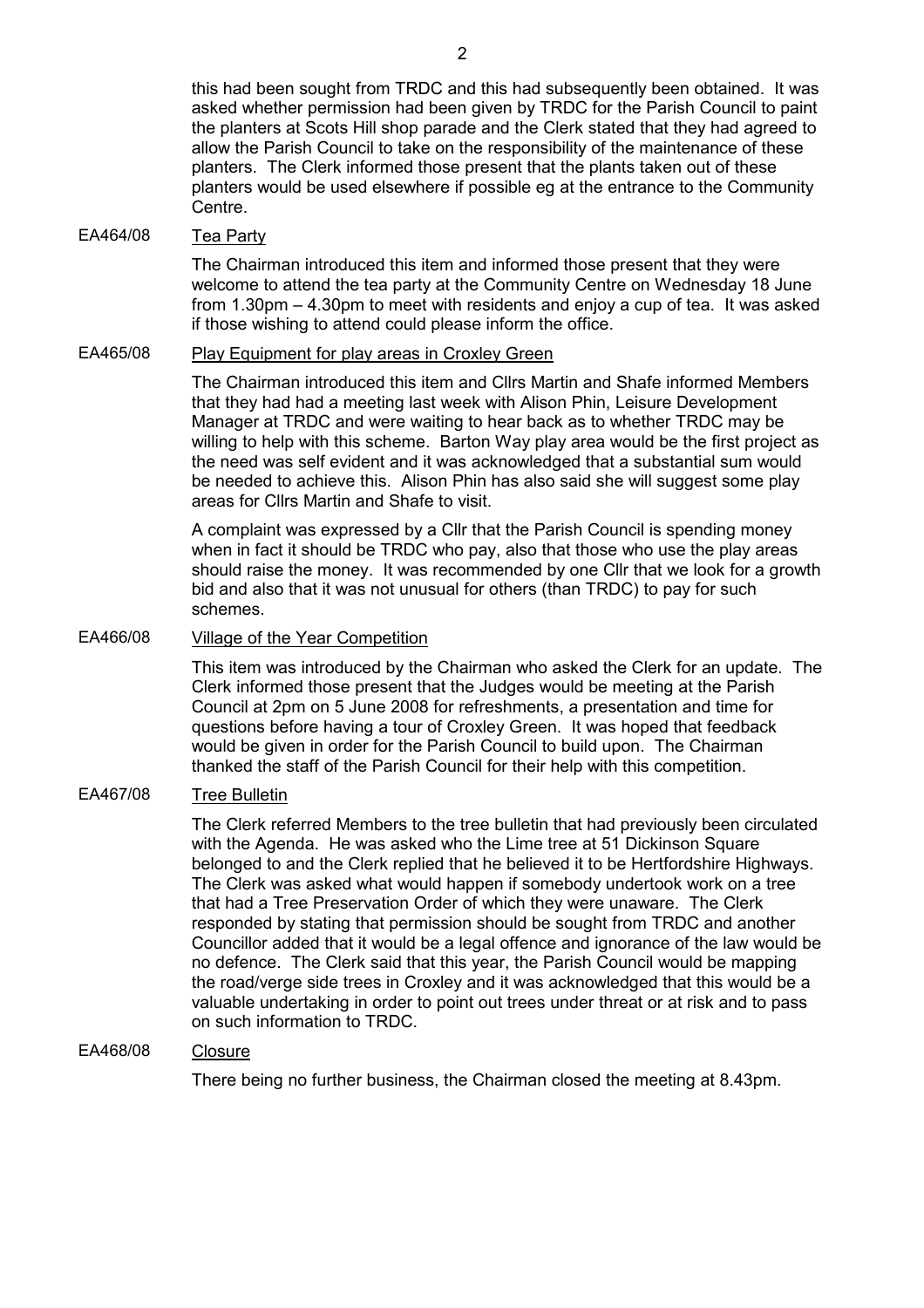this had been sought from TRDC and this had subsequently been obtained. It was asked whether permission had been given by TRDC for the Parish Council to paint the planters at Scots Hill shop parade and the Clerk stated that they had agreed to allow the Parish Council to take on the responsibility of the maintenance of these planters. The Clerk informed those present that the plants taken out of these planters would be used elsewhere if possible eg at the entrance to the Community Centre.

EA464/08 Tea Party

The Chairman introduced this item and informed those present that they were welcome to attend the tea party at the Community Centre on Wednesday 18 June from 1.30pm – 4.30pm to meet with residents and enjoy a cup of tea. It was asked if those wishing to attend could please inform the office.

EA465/08 Play Equipment for play areas in Croxley Green

The Chairman introduced this item and Cllrs Martin and Shafe informed Members that they had had a meeting last week with Alison Phin, Leisure Development Manager at TRDC and were waiting to hear back as to whether TRDC may be willing to help with this scheme. Barton Way play area would be the first project as the need was self evident and it was acknowledged that a substantial sum would be needed to achieve this. Alison Phin has also said she will suggest some play areas for Cllrs Martin and Shafe to visit.

A complaint was expressed by a Cllr that the Parish Council is spending money when in fact it should be TRDC who pay, also that those who use the play areas should raise the money. It was recommended by one Cllr that we look for a growth bid and also that it was not unusual for others (than TRDC) to pay for such schemes.

EA466/08 Village of the Year Competition

This item was introduced by the Chairman who asked the Clerk for an update. The Clerk informed those present that the Judges would be meeting at the Parish Council at 2pm on 5 June 2008 for refreshments, a presentation and time for questions before having a tour of Croxley Green. It was hoped that feedback would be given in order for the Parish Council to build upon. The Chairman thanked the staff of the Parish Council for their help with this competition.

EA467/08 Tree Bulletin

The Clerk referred Members to the tree bulletin that had previously been circulated with the Agenda. He was asked who the Lime tree at 51 Dickinson Square belonged to and the Clerk replied that he believed it to be Hertfordshire Highways. The Clerk was asked what would happen if somebody undertook work on a tree that had a Tree Preservation Order of which they were unaware. The Clerk responded by stating that permission should be sought from TRDC and another Councillor added that it would be a legal offence and ignorance of the law would be no defence. The Clerk said that this year, the Parish Council would be mapping the road/verge side trees in Croxley and it was acknowledged that this would be a valuable undertaking in order to point out trees under threat or at risk and to pass on such information to TRDC.

EA468/08 Closure

There being no further business, the Chairman closed the meeting at 8.43pm.